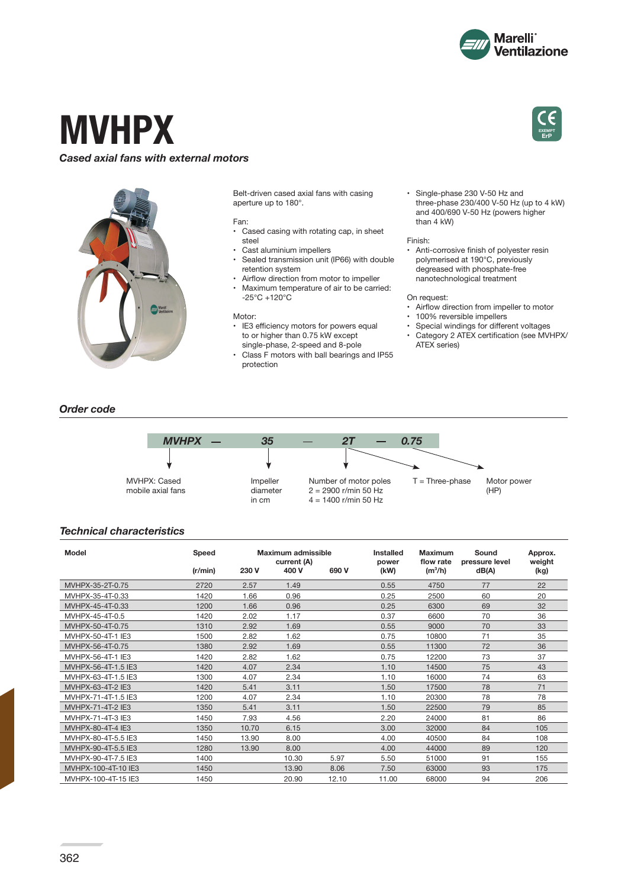# MVHPX

*Cased axial fans with external motors*

Belt-driven cased axial fans with casing aperture up to 180°.

Fan:
- Cased casing with rotating cap, in sheet steel
- Cast aluminium impellers
- Sealed transmission unit (IP66) with double retention system
- Airflow direction from motor to impeller
- Maximum temperature of air to be carried: -25°C +120°C

Motor:
- IE3 efficiency motors for powers equal to or higher than 0.75 kW except single-phase, 2-speed and 8-pole
- Class F motors with ball bearings and IP55 protection
- Single-phase 230 V-50 Hz and three-phase 230/400 V-50 Hz (up to 4 kW) and 400/690 V-50 Hz (powers higher than 4 kW)

Finish:
- Anti-corrosive finish of polyester resin polymerised at 190°C, previously degreased with phosphate-free nanotechnological treatment

On request:
- Airflow direction from impeller to motor
- 100% reversible impellers
- Special windings for different voltages
- Category 2 ATEX certification (see MVHPX/ATEX series)

## Order code

*MVHPX* — *35* — *2T* — *0.75*

- MVHPX: Cased mobile axial fans
- 35: Impeller diameter in cm
- 2: Number of motor poles — 2 = 2900 r/min 50 Hz; 4 = 1400 r/min 50 Hz
- T = Three-phase
- 0.75: Motor power (HP)

## Technical characteristics

| Model | Speed | Maximum admissible current (A) | | | Installed power | Maximum flow rate | Sound pressure level | Approx. weight |
|---|---|---|---|---|---|---|---|---|
| | (r/min) | 230 V | 400 V | 690 V | (kW) | ($m^3$/h) | dB(A) | (kg) |
| MVHPX-35-2T-0.75 | 2720 | 2.57 | 1.49 | | 0.55 | 4750 | 77 | 22 |
| MVHPX-35-4T-0.33 | 1420 | 1.66 | 0.96 | | 0.25 | 2500 | 60 | 20 |
| MVHPX-45-4T-0.33 | 1200 | 1.66 | 0.96 | | 0.25 | 6300 | 69 | 32 |
| MVHPX-45-4T-0.5 | 1420 | 2.02 | 1.17 | | 0.37 | 6600 | 70 | 36 |
| MVHPX-50-4T-0.75 | 1310 | 2.92 | 1.69 | | 0.55 | 9000 | 70 | 33 |
| MVHPX-50-4T-1 IE3 | 1500 | 2.82 | 1.62 | | 0.75 | 10800 | 71 | 35 |
| MVHPX-56-4T-0.75 | 1380 | 2.92 | 1.69 | | 0.55 | 11300 | 72 | 36 |
| MVHPX-56-4T-1 IE3 | 1420 | 2.82 | 1.62 | | 0.75 | 12200 | 73 | 37 |
| MVHPX-56-4T-1.5 IE3 | 1420 | 4.07 | 2.34 | | 1.10 | 14500 | 75 | 43 |
| MVHPX-63-4T-1.5 IE3 | 1300 | 4.07 | 2.34 | | 1.10 | 16000 | 74 | 63 |
| MVHPX-63-4T-2 IE3 | 1420 | 5.41 | 3.11 | | 1.50 | 17500 | 78 | 71 |
| MVHPX-71-4T-1.5 IE3 | 1200 | 4.07 | 2.34 | | 1.10 | 20300 | 78 | 78 |
| MVHPX-71-4T-2 IE3 | 1350 | 5.41 | 3.11 | | 1.50 | 22500 | 79 | 85 |
| MVHPX-71-4T-3 IE3 | 1450 | 7.93 | 4.56 | | 2.20 | 24000 | 81 | 86 |
| MVHPX-80-4T-4 IE3 | 1350 | 10.70 | 6.15 | | 3.00 | 32000 | 84 | 105 |
| MVHPX-80-4T-5.5 IE3 | 1450 | 13.90 | 8.00 | | 4.00 | 40500 | 84 | 108 |
| MVHPX-90-4T-5.5 IE3 | 1280 | 13.90 | 8.00 | | 4.00 | 44000 | 89 | 120 |
| MVHPX-90-4T-7.5 IE3 | 1400 | | 10.30 | 5.97 | 5.50 | 51000 | 91 | 155 |
| MVHPX-100-4T-10 IE3 | 1450 | | 13.90 | 8.06 | 7.50 | 63000 | 93 | 175 |
| MVHPX-100-4T-15 IE3 | 1450 | | 20.90 | 12.10 | 11.00 | 68000 | 94 | 206 |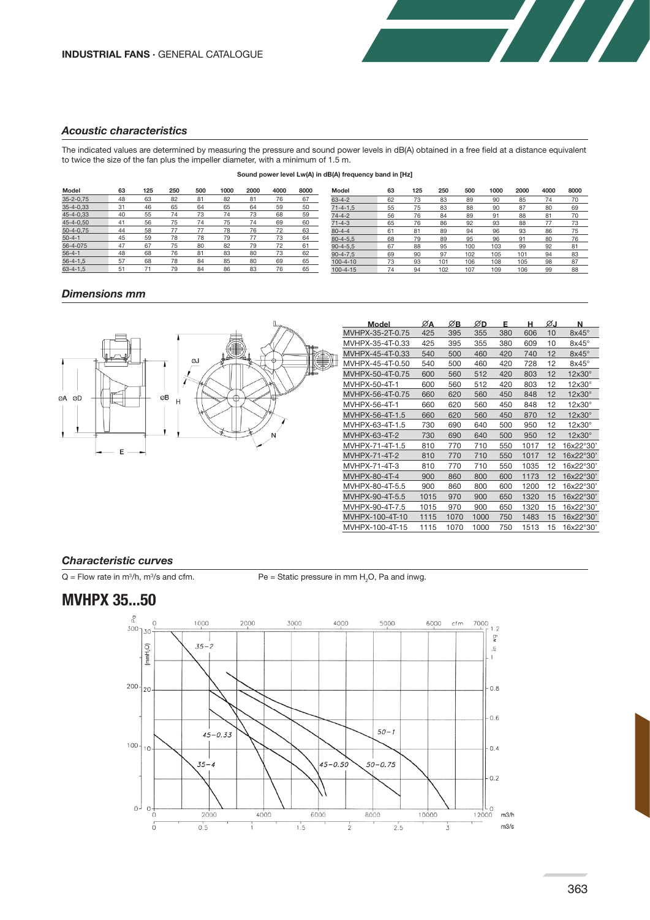### *Acoustic characteristics*

The indicated values are determined by measuring the pressure and sound power levels in dB(A) obtained in a free field at a distance equivalent to twice the size of the fan plus the impeller diameter, with a minimum of 1.5 m.

**Sound power level Lw(A) in dB(A) frequency band in [Hz]**

| Model | 63 | 125 | 250 | 500 | 1000 | 2000 | 4000 | 8000 |
|---|---|---|---|---|---|---|---|---|
| 35-2-0,75 | 48 | 63 | 82 | 81 | 82 | 81 | 76 | 67 |
| 35-4-0,33 | 31 | 46 | 65 | 64 | 65 | 64 | 59 | 50 |
| 45-4-0,33 | 40 | 55 | 74 | 73 | 74 | 73 | 68 | 59 |
| 45-4-0,50 | 41 | 56 | 75 | 74 | 75 | 74 | 69 | 60 |
| 50-4-0,75 | 44 | 58 | 77 | 77 | 78 | 76 | 72 | 63 |
| 50-4-1 | 45 | 59 | 78 | 78 | 79 | 77 | 73 | 64 |
| 56-4-075 | 47 | 67 | 75 | 80 | 82 | 79 | 72 | 61 |
| 56-4-1 | 48 | 68 | 76 | 81 | 83 | 80 | 73 | 62 |
| 56-4-1,5 | 57 | 68 | 78 | 84 | 85 | 80 | 69 | 65 |
| 63-4-1,5 | 51 | 71 | 79 | 84 | 86 | 83 | 76 | 65 |
| 63-4-2 | 62 | 73 | 83 | 89 | 90 | 85 | 74 | 70 |
| 71-4-1,5 | 55 | 75 | 83 | 88 | 90 | 87 | 80 | 69 |
| 74-4-2 | 56 | 76 | 84 | 89 | 91 | 88 | 81 | 70 |
| 71-4-3 | 65 | 76 | 86 | 92 | 93 | 88 | 77 | 73 |
| 80-4-4 | 61 | 81 | 89 | 94 | 96 | 93 | 86 | 75 |
| 80-4-5,5 | 68 | 79 | 89 | 95 | 96 | 91 | 80 | 76 |
| 90-4-5,5 | 67 | 88 | 95 | 100 | 103 | 99 | 92 | 81 |
| 90-4-7,5 | 69 | 90 | 97 | 102 | 105 | 101 | 94 | 83 |
| 100-4-10 | 73 | 93 | 101 | 106 | 108 | 105 | 98 | 87 |
| 100-4-15 | 74 | 94 | 102 | 107 | 109 | 106 | 99 | 88 |

### *Dimensions mm*

| Model | ØA | ØB | ØD | E | H | ØJ | N |
|---|---|---|---|---|---|---|---|
| MVHPX-35-2T-0.75 | 425 | 395 | 355 | 380 | 606 | 10 | 8x45° |
| MVHPX-35-4T-0.33 | 425 | 395 | 355 | 380 | 609 | 10 | 8x45° |
| MVHPX-45-4T-0.33 | 540 | 500 | 460 | 420 | 740 | 12 | 8x45° |
| MVHPX-45-4T-0.50 | 540 | 500 | 460 | 420 | 728 | 12 | 8x45° |
| MVHPX-50-4T-0.75 | 600 | 560 | 512 | 420 | 803 | 12 | 12x30° |
| MVHPX-50-4T-1 | 600 | 560 | 512 | 420 | 803 | 12 | 12x30° |
| MVHPX-56-4T-0.75 | 660 | 620 | 560 | 450 | 848 | 12 | 12x30° |
| MVHPX-56-4T-1 | 660 | 620 | 560 | 450 | 848 | 12 | 12x30° |
| MVHPX-56-4T-1.5 | 660 | 620 | 560 | 450 | 870 | 12 | 12x30° |
| MVHPX-63-4T-1.5 | 730 | 690 | 640 | 500 | 950 | 12 | 12x30° |
| MVHPX-63-4T-2 | 730 | 690 | 640 | 500 | 950 | 12 | 12x30° |
| MVHPX-71-4T-1.5 | 810 | 770 | 710 | 550 | 1017 | 12 | 16x22°30' |
| MVHPX-71-4T-2 | 810 | 770 | 710 | 550 | 1017 | 12 | 16x22°30' |
| MVHPX-71-4T-3 | 810 | 770 | 710 | 550 | 1035 | 12 | 16x22°30' |
| MVHPX-80-4T-4 | 900 | 860 | 800 | 600 | 1173 | 12 | 16x22°30' |
| MVHPX-80-4T-5.5 | 900 | 860 | 800 | 600 | 1200 | 12 | 16x22°30' |
| MVHPX-90-4T-5.5 | 1015 | 970 | 900 | 650 | 1320 | 15 | 16x22°30' |
| MVHPX-90-4T-7.5 | 1015 | 970 | 900 | 650 | 1320 | 15 | 16x22°30' |
| MVHPX-100-4T-10 | 1115 | 1070 | 1000 | 750 | 1483 | 15 | 16x22°30' |
| MVHPX-100-4T-15 | 1115 | 1070 | 1000 | 750 | 1513 | 15 | 16x22°30' |

### *Characteristic curves*

Q = Flow rate in $m^3/h$, $m^3/s$ and cfm.

Pe = Static pressure in mm $H_2O$, Pa and inwg.

## MVHPX 35...50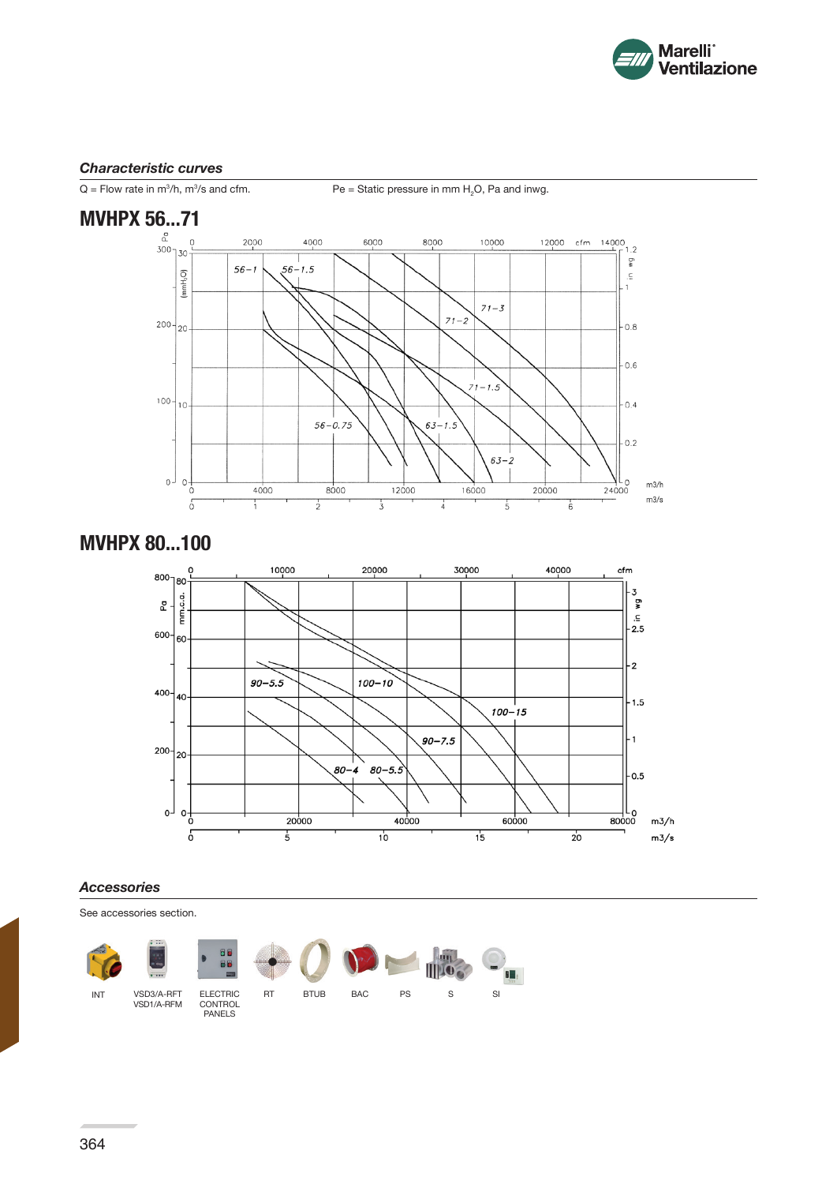### *Characteristic curves*

Q = Flow rate in m³/h, m³/s and cfm. Pe = Static pressure in mm $H_2O$, Pa and inwg.

## MVHPX 56...71

Pa
300
200
100
0

(mmH₂O)
30
20
10
0

cfm
0 2000 4000 6000 8000 10000 12000 14000

in wg
1.2
1
0.8
0.6
0.4
0.2
0

56−1
56−1.5
71−3
71−2
71−1.5
56−0.75
63−1.5
63−2

m3/h
0 4000 8000 12000 16000 20000 24000

m3/s
0 1 2 3 4 5 6

## MVHPX 80...100

Pa
800
600
400
200
0

mm.c.a.
80
60
40
20
0

cfm
0 10000 20000 30000 40000

in wg
3
2.5
2
1.5
1
0.5
0

90−5.5
100−10
100−15
90−7.5
80−4
80−5.5

m3/h
0 20000 40000 60000 80000

m3/s
0 5 10 15 20

### *Accessories*

See accessories section.

INT | VSD3/A-RFT VSD1/A-RFM | ELECTRIC CONTROL PANELS | RT | BTUB | BAC | PS | S | SI